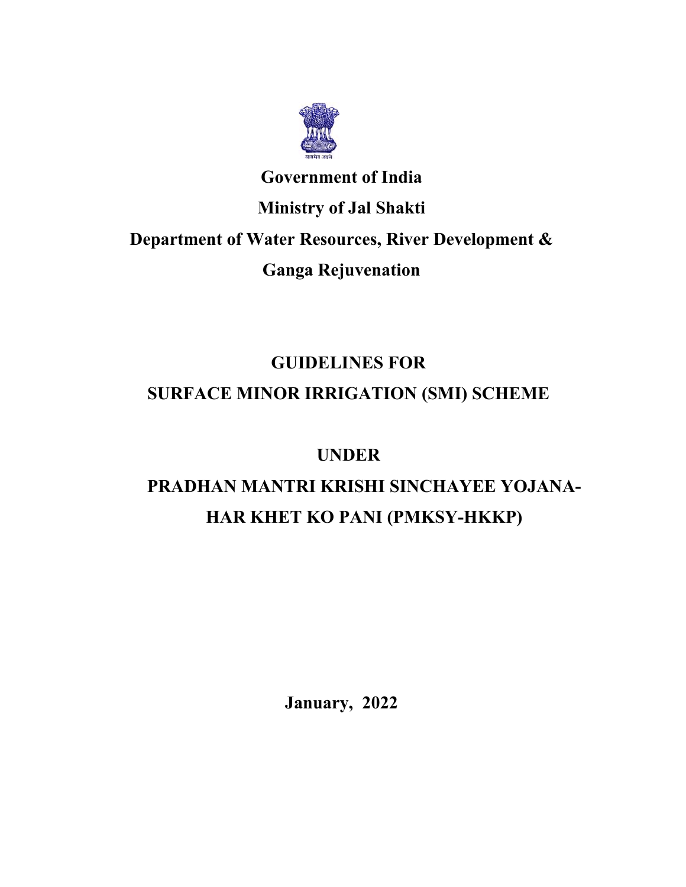**Government of India**

**Ministry of Jal Shakti**

**Department of Water Resources, River Development & Ganga Rejuvenation**

# GUIDELINES FOR SURFACE MINOR IRRIGATION (SMI) SCHEME

## UNDER

# PRADHAN MANTRI KRISHI SINCHAYEE YOJANA-HAR KHET KO PANI (PMKSY-HKKP)

**January, 2022**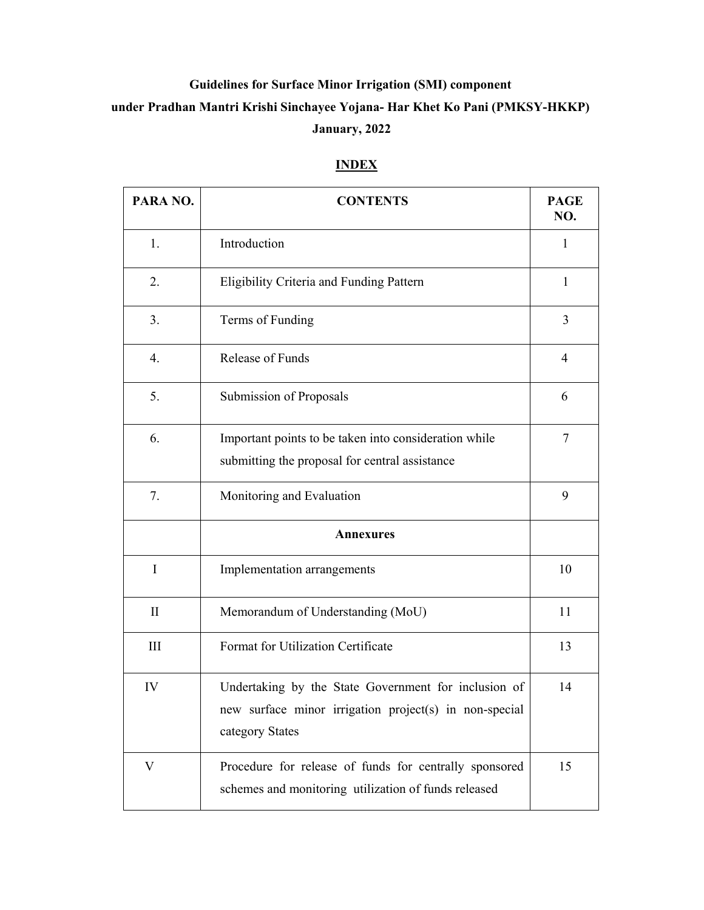**Guidelines for Surface Minor Irrigation (SMI) component under Pradhan Mantri Krishi Sinchayee Yojana- Har Khet Ko Pani (PMKSY-HKKP) January, 2022**

**INDEX**

| PARA NO. | CONTENTS | PAGE NO. |
|---|---|---|
| 1. | Introduction | 1 |
| 2. | Eligibility Criteria and Funding Pattern | 1 |
| 3. | Terms of Funding | 3 |
| 4. | Release of Funds | 4 |
| 5. | Submission of Proposals | 6 |
| 6. | Important points to be taken into consideration while submitting the proposal for central assistance | 7 |
| 7. | Monitoring and Evaluation | 9 |
| | **Annexures** | |
| I | Implementation arrangements | 10 |
| II | Memorandum of Understanding (MoU) | 11 |
| III | Format for Utilization Certificate | 13 |
| IV | Undertaking by the State Government for inclusion of new surface minor irrigation project(s) in non-special category States | 14 |
| V | Procedure for release of funds for centrally sponsored schemes and monitoring utilization of funds released | 15 |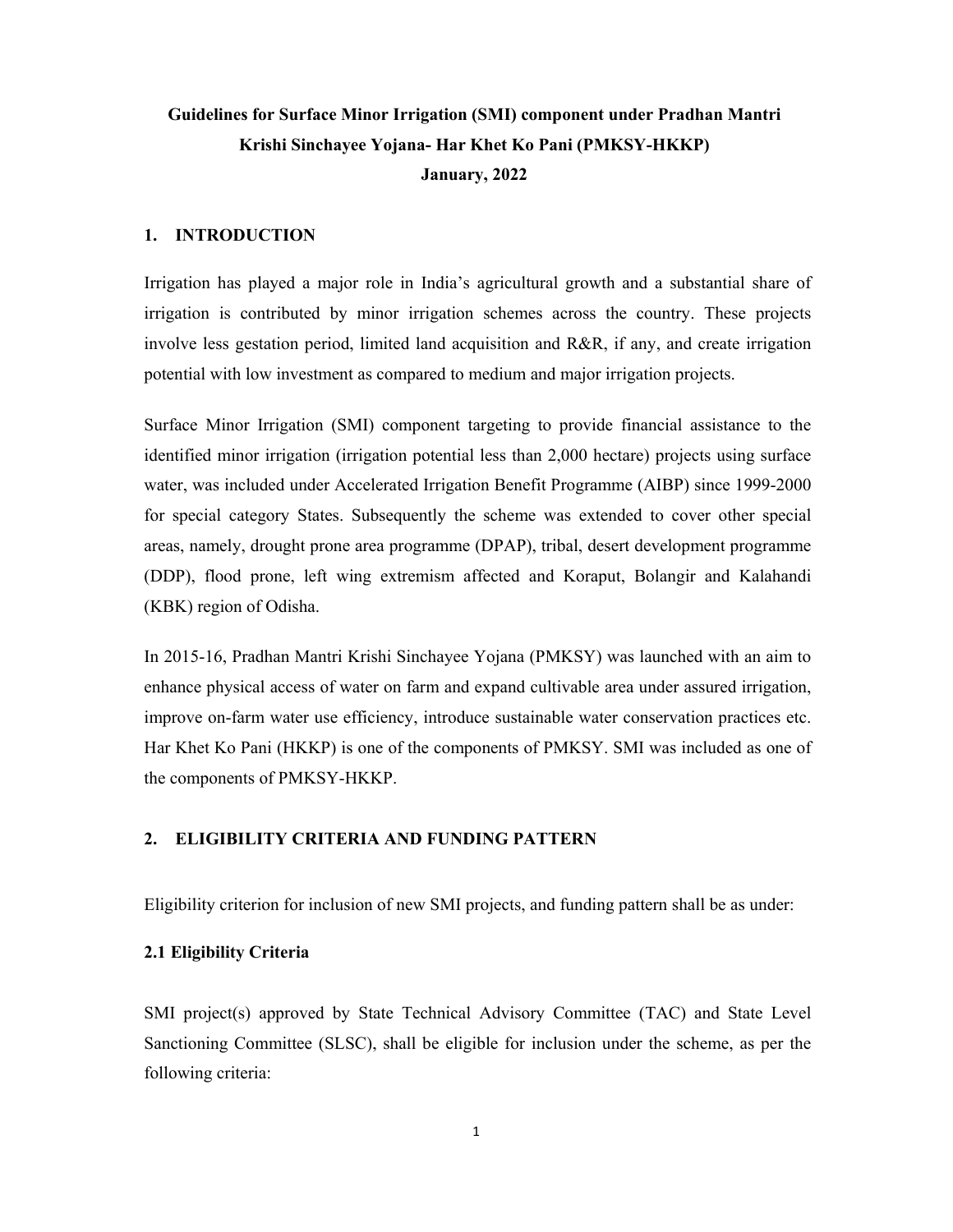# Guidelines for Surface Minor Irrigation (SMI) component under Pradhan Mantri Krishi Sinchayee Yojana- Har Khet Ko Pani (PMKSY-HKKP)

**January, 2022**

## 1. INTRODUCTION

Irrigation has played a major role in India's agricultural growth and a substantial share of irrigation is contributed by minor irrigation schemes across the country. These projects involve less gestation period, limited land acquisition and R&R, if any, and create irrigation potential with low investment as compared to medium and major irrigation projects.

Surface Minor Irrigation (SMI) component targeting to provide financial assistance to the identified minor irrigation (irrigation potential less than 2,000 hectare) projects using surface water, was included under Accelerated Irrigation Benefit Programme (AIBP) since 1999-2000 for special category States. Subsequently the scheme was extended to cover other special areas, namely, drought prone area programme (DPAP), tribal, desert development programme (DDP), flood prone, left wing extremism affected and Koraput, Bolangir and Kalahandi (KBK) region of Odisha.

In 2015-16, Pradhan Mantri Krishi Sinchayee Yojana (PMKSY) was launched with an aim to enhance physical access of water on farm and expand cultivable area under assured irrigation, improve on-farm water use efficiency, introduce sustainable water conservation practices etc. Har Khet Ko Pani (HKKP) is one of the components of PMKSY. SMI was included as one of the components of PMKSY-HKKP.

## 2. ELIGIBILITY CRITERIA AND FUNDING PATTERN

Eligibility criterion for inclusion of new SMI projects, and funding pattern shall be as under:

### 2.1 Eligibility Criteria

SMI project(s) approved by State Technical Advisory Committee (TAC) and State Level Sanctioning Committee (SLSC), shall be eligible for inclusion under the scheme, as per the following criteria: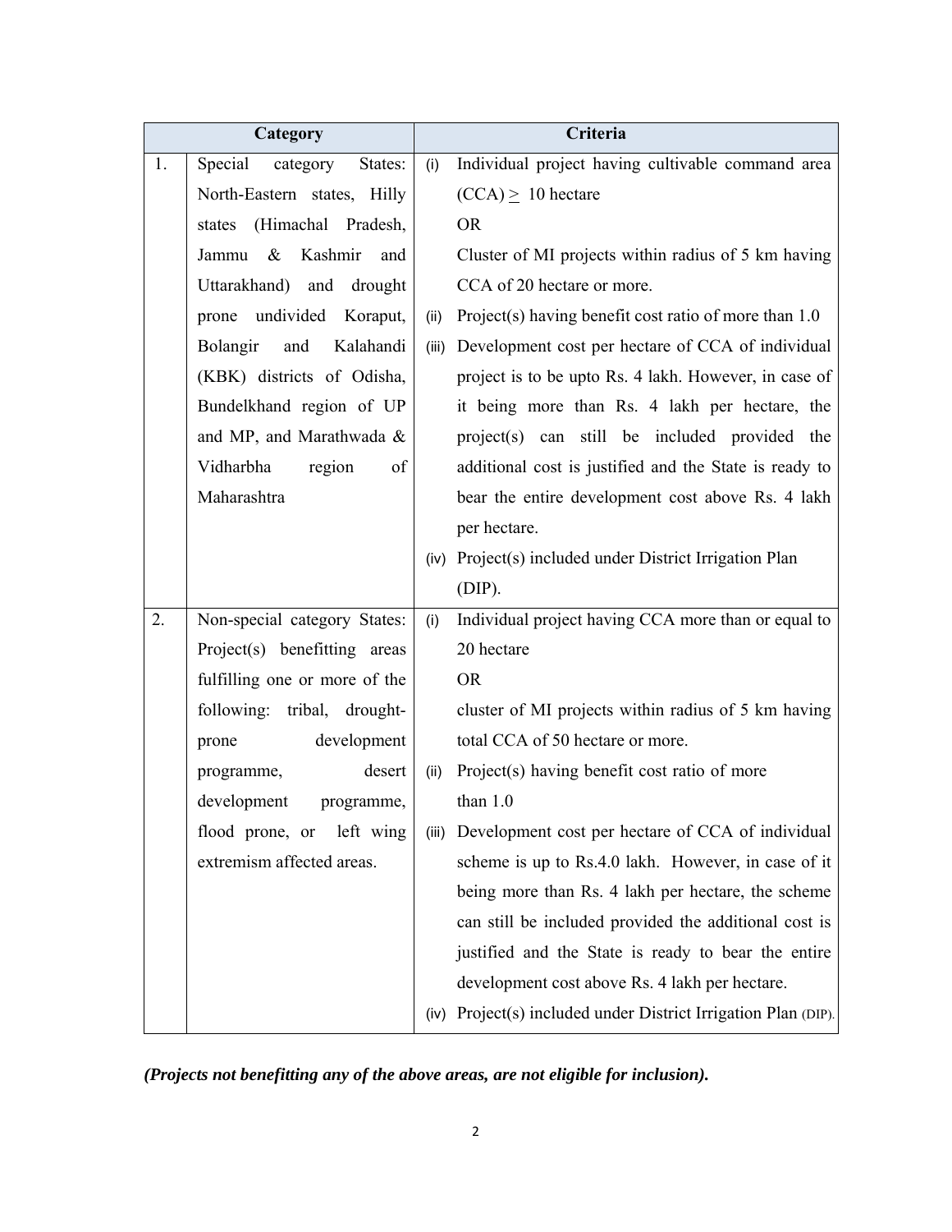| | Category | Criteria |
|---|---|---|
| 1. | Special category States: North-Eastern states, Hilly states (Himachal Pradesh, Jammu & Kashmir and Uttarakhand) and drought prone undivided Koraput, Bolangir and Kalahandi (KBK) districts of Odisha, Bundelkhand region of UP and MP, and Marathwada & Vidharbha region of Maharashtra | (i) Individual project having cultivable command area (CCA) $\geq$ 10 hectare<br>OR<br>Cluster of MI projects within radius of 5 km having CCA of 20 hectare or more.<br>(ii) Project(s) having benefit cost ratio of more than 1.0<br>(iii) Development cost per hectare of CCA of individual project is to be upto Rs. 4 lakh. However, in case of it being more than Rs. 4 lakh per hectare, the project(s) can still be included provided the additional cost is justified and the State is ready to bear the entire development cost above Rs. 4 lakh per hectare.<br>(iv) Project(s) included under District Irrigation Plan (DIP). |
| 2. | Non-special category States: Project(s) benefitting areas fulfilling one or more of the following: tribal, drought-prone development programme, desert development programme, flood prone, or left wing extremism affected areas. | (i) Individual project having CCA more than or equal to 20 hectare<br>OR<br>cluster of MI projects within radius of 5 km having total CCA of 50 hectare or more.<br>(ii) Project(s) having benefit cost ratio of more than 1.0<br>(iii) Development cost per hectare of CCA of individual scheme is up to Rs.4.0 lakh. However, in case of it being more than Rs. 4 lakh per hectare, the scheme can still be included provided the additional cost is justified and the State is ready to bear the entire development cost above Rs. 4 lakh per hectare.<br>(iv) Project(s) included under District Irrigation Plan (DIP). |

***(Projects not benefitting any of the above areas, are not eligible for inclusion).***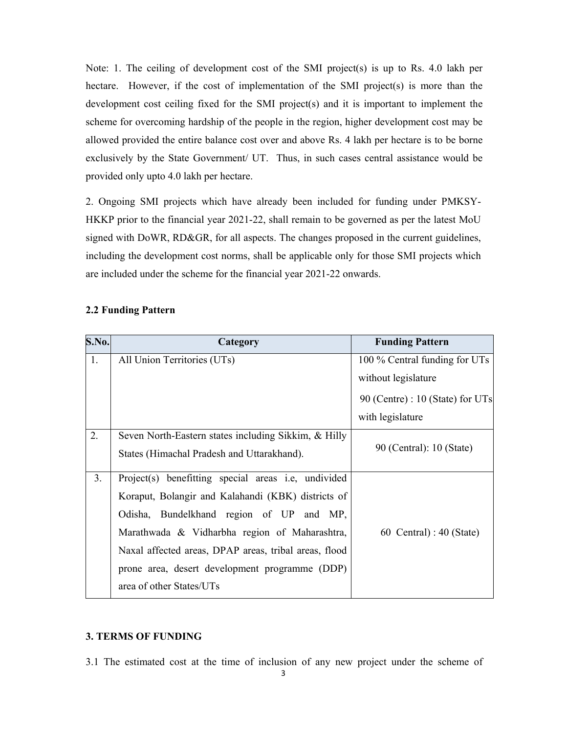Note: 1. The ceiling of development cost of the SMI project(s) is up to Rs. 4.0 lakh per hectare. However, if the cost of implementation of the SMI project(s) is more than the development cost ceiling fixed for the SMI project(s) and it is important to implement the scheme for overcoming hardship of the people in the region, higher development cost may be allowed provided the entire balance cost over and above Rs. 4 lakh per hectare is to be borne exclusively by the State Government/ UT. Thus, in such cases central assistance would be provided only upto 4.0 lakh per hectare.

2. Ongoing SMI projects which have already been included for funding under PMKSY-HKKP prior to the financial year 2021-22, shall remain to be governed as per the latest MoU signed with DoWR, RD&GR, for all aspects. The changes proposed in the current guidelines, including the development cost norms, shall be applicable only for those SMI projects which are included under the scheme for the financial year 2021-22 onwards.

**2.2 Funding Pattern**

| S.No. | Category | Funding Pattern |
|---|---|---|
| 1. | All Union Territories (UTs) | 100 % Central funding for UTs without legislature<br>90 (Centre) : 10 (State) for UTs with legislature |
| 2. | Seven North-Eastern states including Sikkim, & Hilly States (Himachal Pradesh and Uttarakhand). | 90 (Central): 10 (State) |
| 3. | Project(s) benefitting special areas i.e, undivided Koraput, Bolangir and Kalahandi (KBK) districts of Odisha, Bundelkhand region of UP and MP, Marathwada & Vidharbha region of Maharashtra, Naxal affected areas, DPAP areas, tribal areas, flood prone area, desert development programme (DDP) area of other States/UTs | 60 Central) : 40 (State) |

**3. TERMS OF FUNDING**

3.1 The estimated cost at the time of inclusion of any new project under the scheme of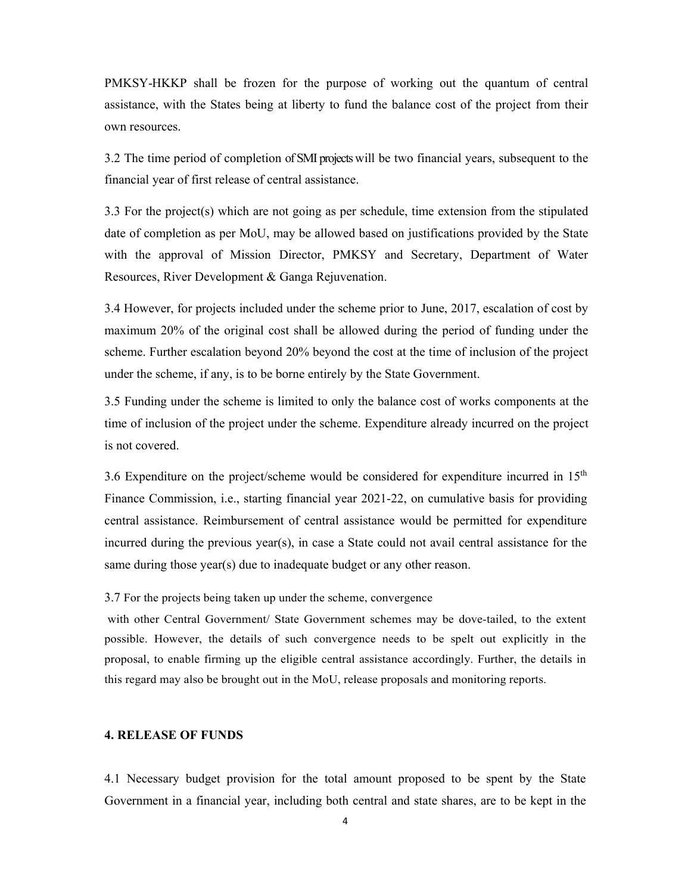PMKSY-HKKP shall be frozen for the purpose of working out the quantum of central assistance, with the States being at liberty to fund the balance cost of the project from their own resources.

3.2 The time period of completion of SMI projects will be two financial years, subsequent to the financial year of first release of central assistance.

3.3 For the project(s) which are not going as per schedule, time extension from the stipulated date of completion as per MoU, may be allowed based on justifications provided by the State with the approval of Mission Director, PMKSY and Secretary, Department of Water Resources, River Development & Ganga Rejuvenation.

3.4 However, for projects included under the scheme prior to June, 2017, escalation of cost by maximum 20% of the original cost shall be allowed during the period of funding under the scheme. Further escalation beyond 20% beyond the cost at the time of inclusion of the project under the scheme, if any, is to be borne entirely by the State Government.

3.5 Funding under the scheme is limited to only the balance cost of works components at the time of inclusion of the project under the scheme. Expenditure already incurred on the project is not covered.

3.6 Expenditure on the project/scheme would be considered for expenditure incurred in 15th Finance Commission, i.e., starting financial year 2021-22, on cumulative basis for providing central assistance. Reimbursement of central assistance would be permitted for expenditure incurred during the previous year(s), in case a State could not avail central assistance for the same during those year(s) due to inadequate budget or any other reason.

3.7 For the projects being taken up under the scheme, convergence with other Central Government/ State Government schemes may be dove-tailed, to the extent possible. However, the details of such convergence needs to be spelt out explicitly in the proposal, to enable firming up the eligible central assistance accordingly. Further, the details in this regard may also be brought out in the MoU, release proposals and monitoring reports.

## 4. RELEASE OF FUNDS

4.1 Necessary budget provision for the total amount proposed to be spent by the State Government in a financial year, including both central and state shares, are to be kept in the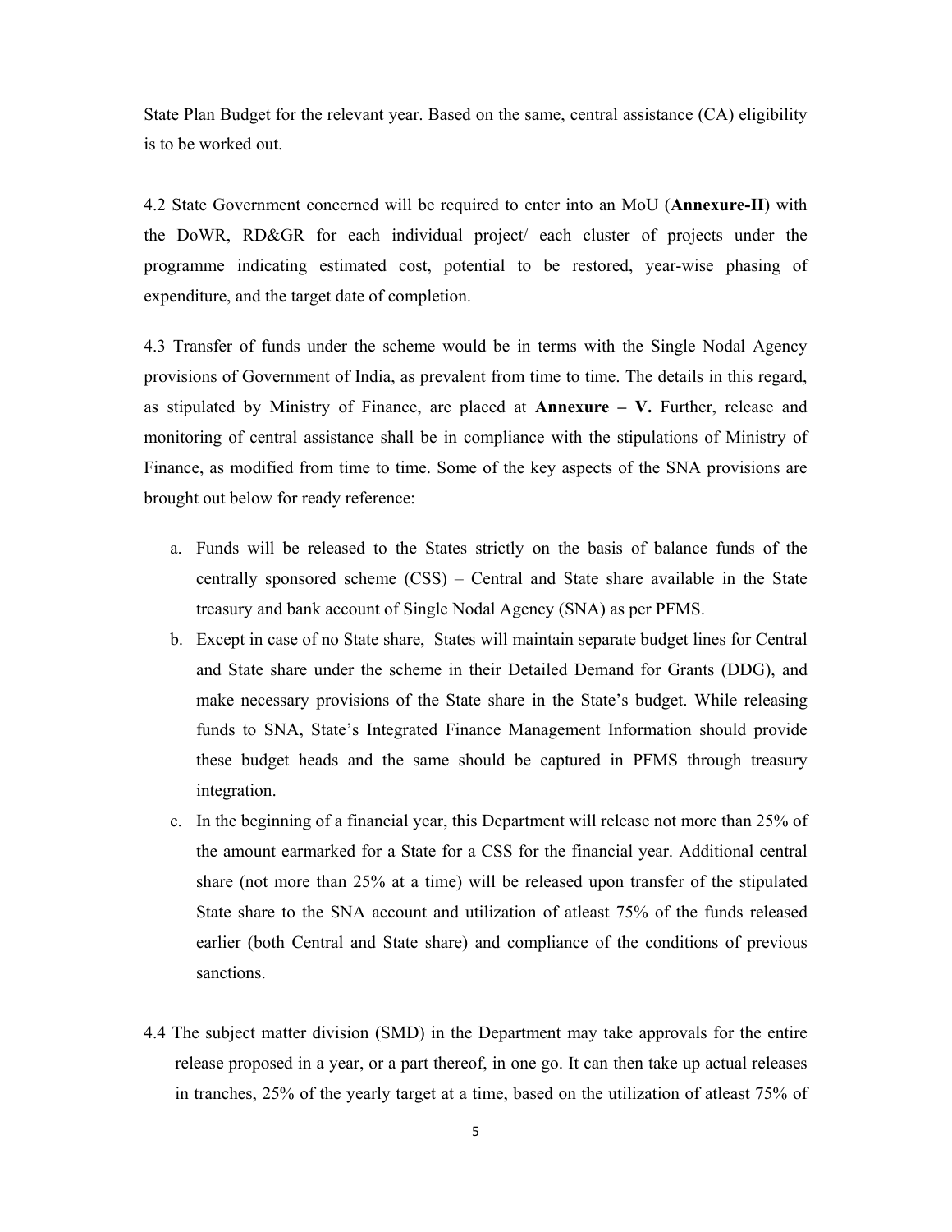State Plan Budget for the relevant year. Based on the same, central assistance (CA) eligibility is to be worked out.

4.2 State Government concerned will be required to enter into an MoU (**Annexure-II**) with the DoWR, RD&GR for each individual project/ each cluster of projects under the programme indicating estimated cost, potential to be restored, year-wise phasing of expenditure, and the target date of completion.

4.3 Transfer of funds under the scheme would be in terms with the Single Nodal Agency provisions of Government of India, as prevalent from time to time. The details in this regard, as stipulated by Ministry of Finance, are placed at **Annexure – V.** Further, release and monitoring of central assistance shall be in compliance with the stipulations of Ministry of Finance, as modified from time to time. Some of the key aspects of the SNA provisions are brought out below for ready reference:

a. Funds will be released to the States strictly on the basis of balance funds of the centrally sponsored scheme (CSS) – Central and State share available in the State treasury and bank account of Single Nodal Agency (SNA) as per PFMS.
b. Except in case of no State share, States will maintain separate budget lines for Central and State share under the scheme in their Detailed Demand for Grants (DDG), and make necessary provisions of the State share in the State's budget. While releasing funds to SNA, State's Integrated Finance Management Information should provide these budget heads and the same should be captured in PFMS through treasury integration.
c. In the beginning of a financial year, this Department will release not more than 25% of the amount earmarked for a State for a CSS for the financial year. Additional central share (not more than 25% at a time) will be released upon transfer of the stipulated State share to the SNA account and utilization of atleast 75% of the funds released earlier (both Central and State share) and compliance of the conditions of previous sanctions.

4.4 The subject matter division (SMD) in the Department may take approvals for the entire release proposed in a year, or a part thereof, in one go. It can then take up actual releases in tranches, 25% of the yearly target at a time, based on the utilization of atleast 75% of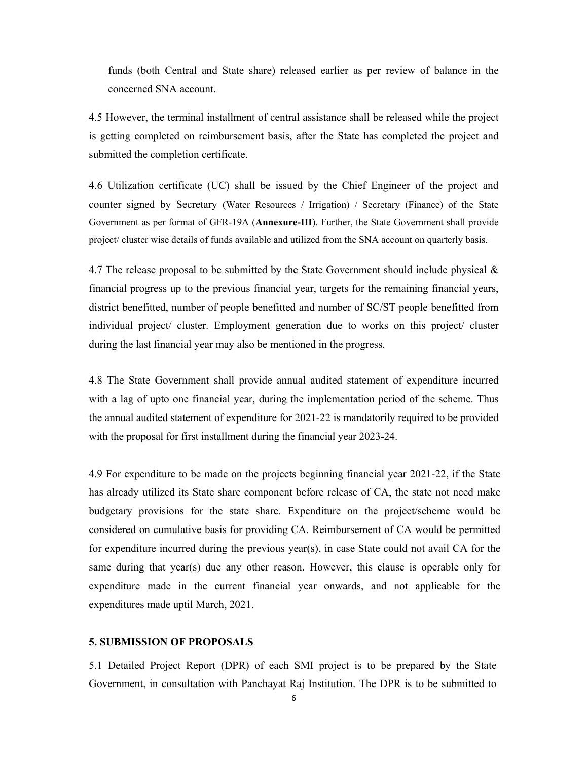funds (both Central and State share) released earlier as per review of balance in the concerned SNA account.

4.5 However, the terminal installment of central assistance shall be released while the project is getting completed on reimbursement basis, after the State has completed the project and submitted the completion certificate.

4.6 Utilization certificate (UC) shall be issued by the Chief Engineer of the project and counter signed by Secretary (Water Resources / Irrigation) / Secretary (Finance) of the State Government as per format of GFR-19A (**Annexure-III**). Further, the State Government shall provide project/ cluster wise details of funds available and utilized from the SNA account on quarterly basis.

4.7 The release proposal to be submitted by the State Government should include physical & financial progress up to the previous financial year, targets for the remaining financial years, district benefitted, number of people benefitted and number of SC/ST people benefitted from individual project/ cluster. Employment generation due to works on this project/ cluster during the last financial year may also be mentioned in the progress.

4.8 The State Government shall provide annual audited statement of expenditure incurred with a lag of upto one financial year, during the implementation period of the scheme. Thus the annual audited statement of expenditure for 2021-22 is mandatorily required to be provided with the proposal for first installment during the financial year 2023-24.

4.9 For expenditure to be made on the projects beginning financial year 2021-22, if the State has already utilized its State share component before release of CA, the state not need make budgetary provisions for the state share. Expenditure on the project/scheme would be considered on cumulative basis for providing CA. Reimbursement of CA would be permitted for expenditure incurred during the previous year(s), in case State could not avail CA for the same during that year(s) due any other reason. However, this clause is operable only for expenditure made in the current financial year onwards, and not applicable for the expenditures made uptil March, 2021.

### 5. SUBMISSION OF PROPOSALS

5.1 Detailed Project Report (DPR) of each SMI project is to be prepared by the State Government, in consultation with Panchayat Raj Institution. The DPR is to be submitted to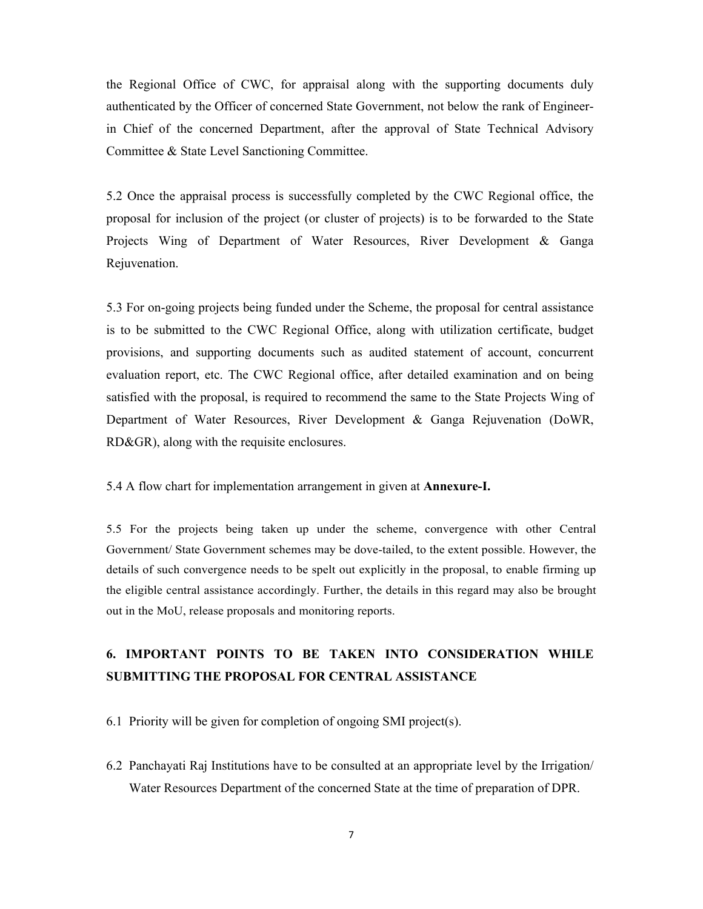the Regional Office of CWC, for appraisal along with the supporting documents duly authenticated by the Officer of concerned State Government, not below the rank of Engineer-in Chief of the concerned Department, after the approval of State Technical Advisory Committee & State Level Sanctioning Committee.

5.2 Once the appraisal process is successfully completed by the CWC Regional office, the proposal for inclusion of the project (or cluster of projects) is to be forwarded to the State Projects Wing of Department of Water Resources, River Development & Ganga Rejuvenation.

5.3 For on-going projects being funded under the Scheme, the proposal for central assistance is to be submitted to the CWC Regional Office, along with utilization certificate, budget provisions, and supporting documents such as audited statement of account, concurrent evaluation report, etc. The CWC Regional office, after detailed examination and on being satisfied with the proposal, is required to recommend the same to the State Projects Wing of Department of Water Resources, River Development & Ganga Rejuvenation (DoWR, RD&GR), along with the requisite enclosures.

5.4 A flow chart for implementation arrangement in given at **Annexure-I.**

5.5 For the projects being taken up under the scheme, convergence with other Central Government/ State Government schemes may be dove-tailed, to the extent possible. However, the details of such convergence needs to be spelt out explicitly in the proposal, to enable firming up the eligible central assistance accordingly. Further, the details in this regard may also be brought out in the MoU, release proposals and monitoring reports.

## 6. IMPORTANT POINTS TO BE TAKEN INTO CONSIDERATION WHILE SUBMITTING THE PROPOSAL FOR CENTRAL ASSISTANCE

6.1 Priority will be given for completion of ongoing SMI project(s).

6.2 Panchayati Raj Institutions have to be consulted at an appropriate level by the Irrigation/ Water Resources Department of the concerned State at the time of preparation of DPR.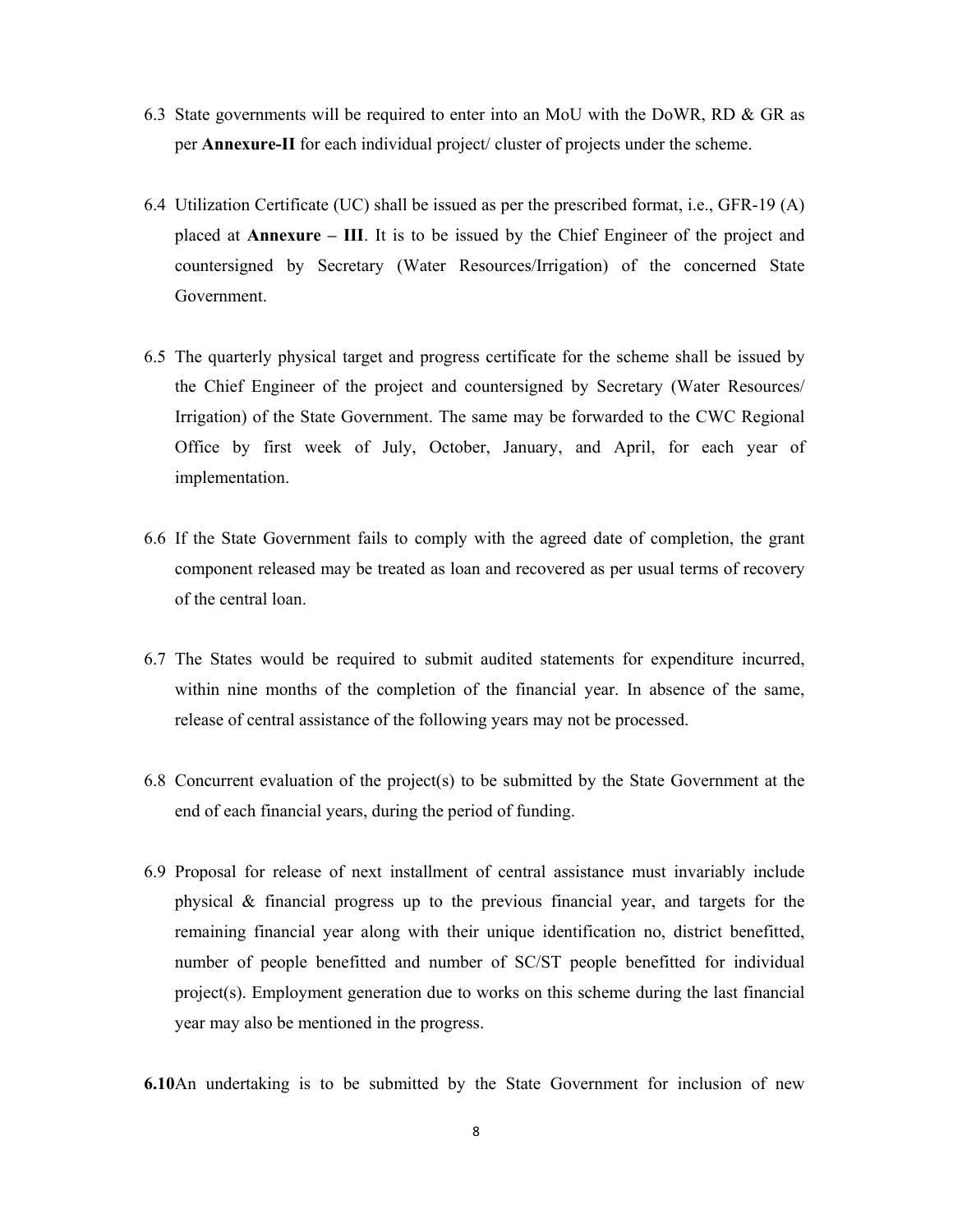6.3 State governments will be required to enter into an MoU with the DoWR, RD & GR as per **Annexure-II** for each individual project/ cluster of projects under the scheme.

6.4 Utilization Certificate (UC) shall be issued as per the prescribed format, i.e., GFR-19 (A) placed at **Annexure – III**. It is to be issued by the Chief Engineer of the project and countersigned by Secretary (Water Resources/Irrigation) of the concerned State Government.

6.5 The quarterly physical target and progress certificate for the scheme shall be issued by the Chief Engineer of the project and countersigned by Secretary (Water Resources/ Irrigation) of the State Government. The same may be forwarded to the CWC Regional Office by first week of July, October, January, and April, for each year of implementation.

6.6 If the State Government fails to comply with the agreed date of completion, the grant component released may be treated as loan and recovered as per usual terms of recovery of the central loan.

6.7 The States would be required to submit audited statements for expenditure incurred, within nine months of the completion of the financial year. In absence of the same, release of central assistance of the following years may not be processed.

6.8 Concurrent evaluation of the project(s) to be submitted by the State Government at the end of each financial years, during the period of funding.

6.9 Proposal for release of next installment of central assistance must invariably include physical & financial progress up to the previous financial year, and targets for the remaining financial year along with their unique identification no, district benefitted, number of people benefitted and number of SC/ST people benefitted for individual project(s). Employment generation due to works on this scheme during the last financial year may also be mentioned in the progress.

**6.10**An undertaking is to be submitted by the State Government for inclusion of new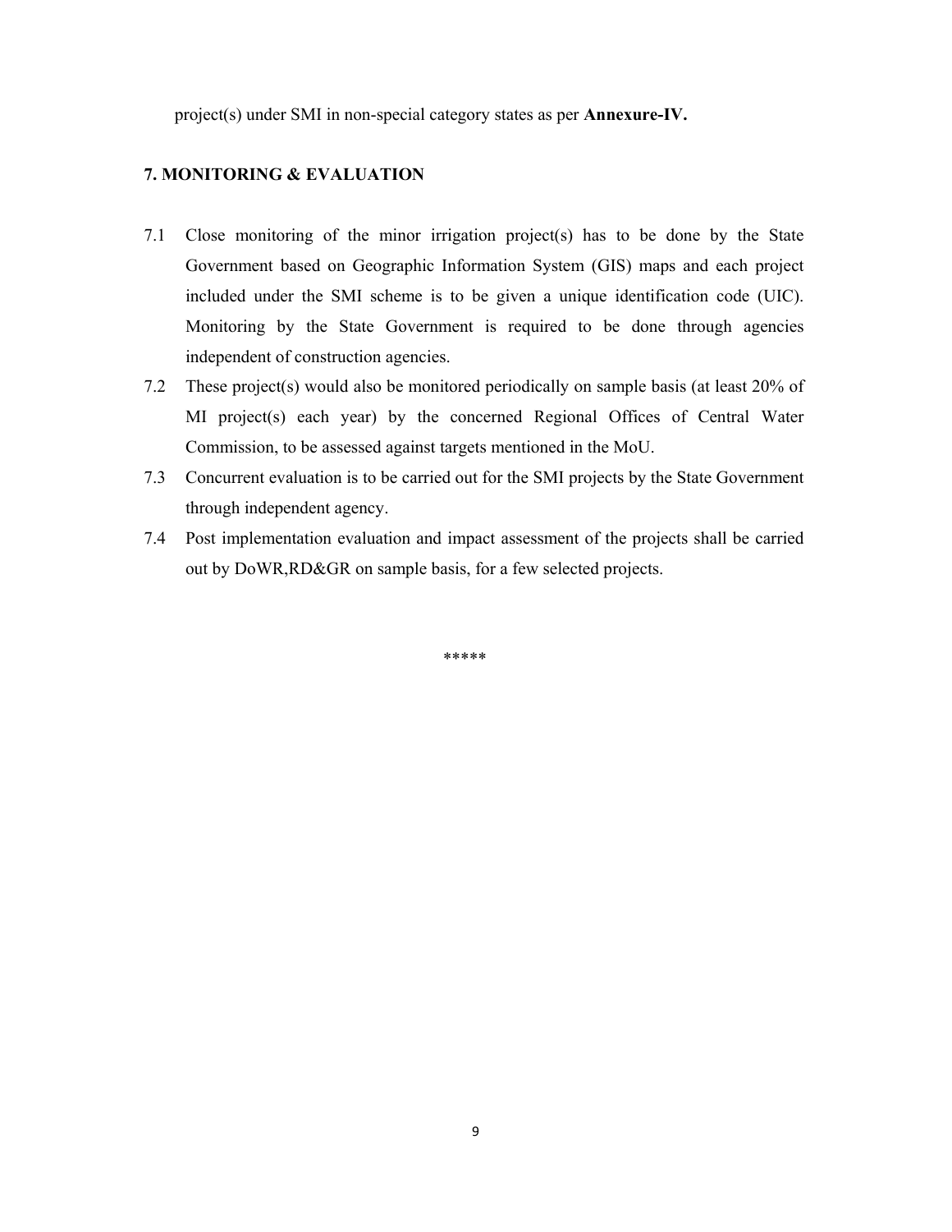project(s) under SMI in non-special category states as per **Annexure-IV.**

## 7. MONITORING & EVALUATION

7.1 Close monitoring of the minor irrigation project(s) has to be done by the State Government based on Geographic Information System (GIS) maps and each project included under the SMI scheme is to be given a unique identification code (UIC). Monitoring by the State Government is required to be done through agencies independent of construction agencies.

7.2 These project(s) would also be monitored periodically on sample basis (at least 20% of MI project(s) each year) by the concerned Regional Offices of Central Water Commission, to be assessed against targets mentioned in the MoU.

7.3 Concurrent evaluation is to be carried out for the SMI projects by the State Government through independent agency.

7.4 Post implementation evaluation and impact assessment of the projects shall be carried out by DoWR,RD&GR on sample basis, for a few selected projects.

*****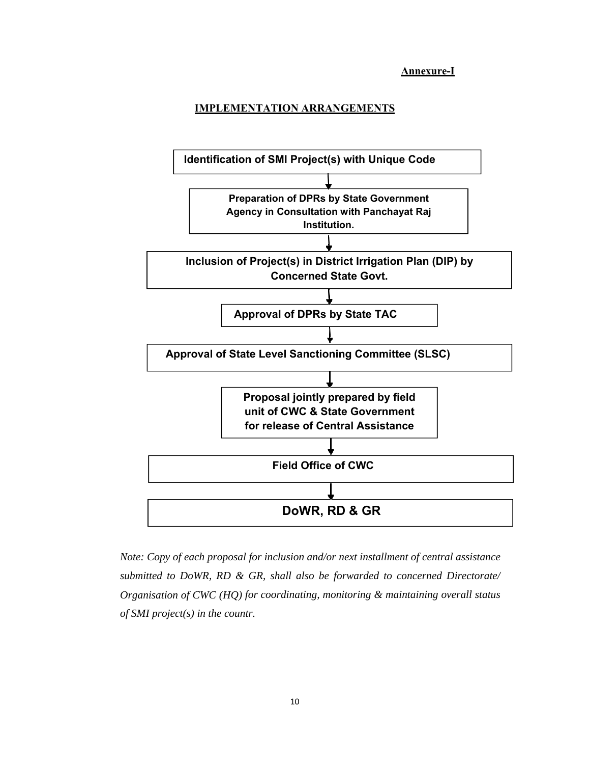**Annexure-I**

**IMPLEMENTATION ARRANGEMENTS**

**Identification of SMI Project(s) with Unique Code**

↓

**Preparation of DPRs by State Government Agency in Consultation with Panchayat Raj Institution.**

↓

**Inclusion of Project(s) in District Irrigation Plan (DIP) by Concerned State Govt.**

↓

**Approval of DPRs by State TAC**

↓

**Approval of State Level Sanctioning Committee (SLSC)**

↓

**Proposal jointly prepared by field unit of CWC & State Government for release of Central Assistance**

↓

**Field Office of CWC**

↓

**DoWR, RD & GR**

*Note: Copy of each proposal for inclusion and/or next installment of central assistance submitted to DoWR, RD & GR, shall also be forwarded to concerned Directorate/ Organisation of CWC (HQ) for coordinating, monitoring & maintaining overall status of SMI project(s) in the countr.*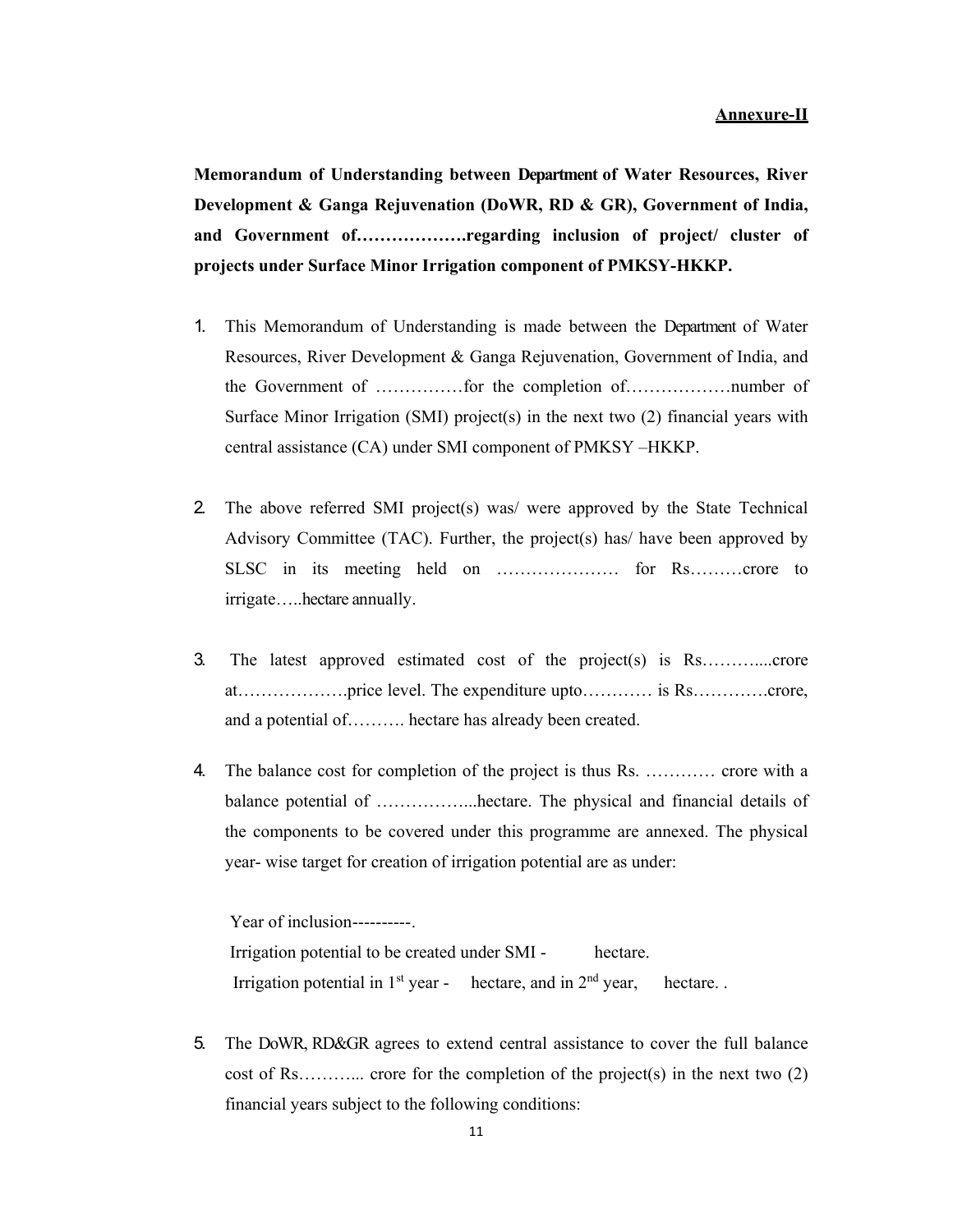**Annexure-II**

**Memorandum of Understanding between Department of Water Resources, River Development & Ganga Rejuvenation (DoWR, RD & GR), Government of India, and Government of……………….regarding inclusion of project/ cluster of projects under Surface Minor Irrigation component of PMKSY-HKKP.**

1. This Memorandum of Understanding is made between the Department of Water Resources, River Development & Ganga Rejuvenation, Government of India, and the Government of ……………for the completion of………………number of Surface Minor Irrigation (SMI) project(s) in the next two (2) financial years with central assistance (CA) under SMI component of PMKSY –HKKP.

2. The above referred SMI project(s) was/ were approved by the State Technical Advisory Committee (TAC). Further, the project(s) has/ have been approved by SLSC in its meeting held on ………………… for Rs………crore to irrigate…..hectare annually.

3. The latest approved estimated cost of the project(s) is Rs………....crore at……………….price level. The expenditure upto………… is Rs………….crore, and a potential of………. hectare has already been created.

4. The balance cost for completion of the project is thus Rs. ………… crore with a balance potential of ……………...hectare. The physical and financial details of the components to be covered under this programme are annexed. The physical year- wise target for creation of irrigation potential are as under:

   Year of inclusion----------.
   Irrigation potential to be created under SMI - hectare.
   Irrigation potential in 1st year - hectare, and in 2nd year, hectare. .

5. The DoWR, RD&GR agrees to extend central assistance to cover the full balance cost of Rs………... crore for the completion of the project(s) in the next two (2) financial years subject to the following conditions: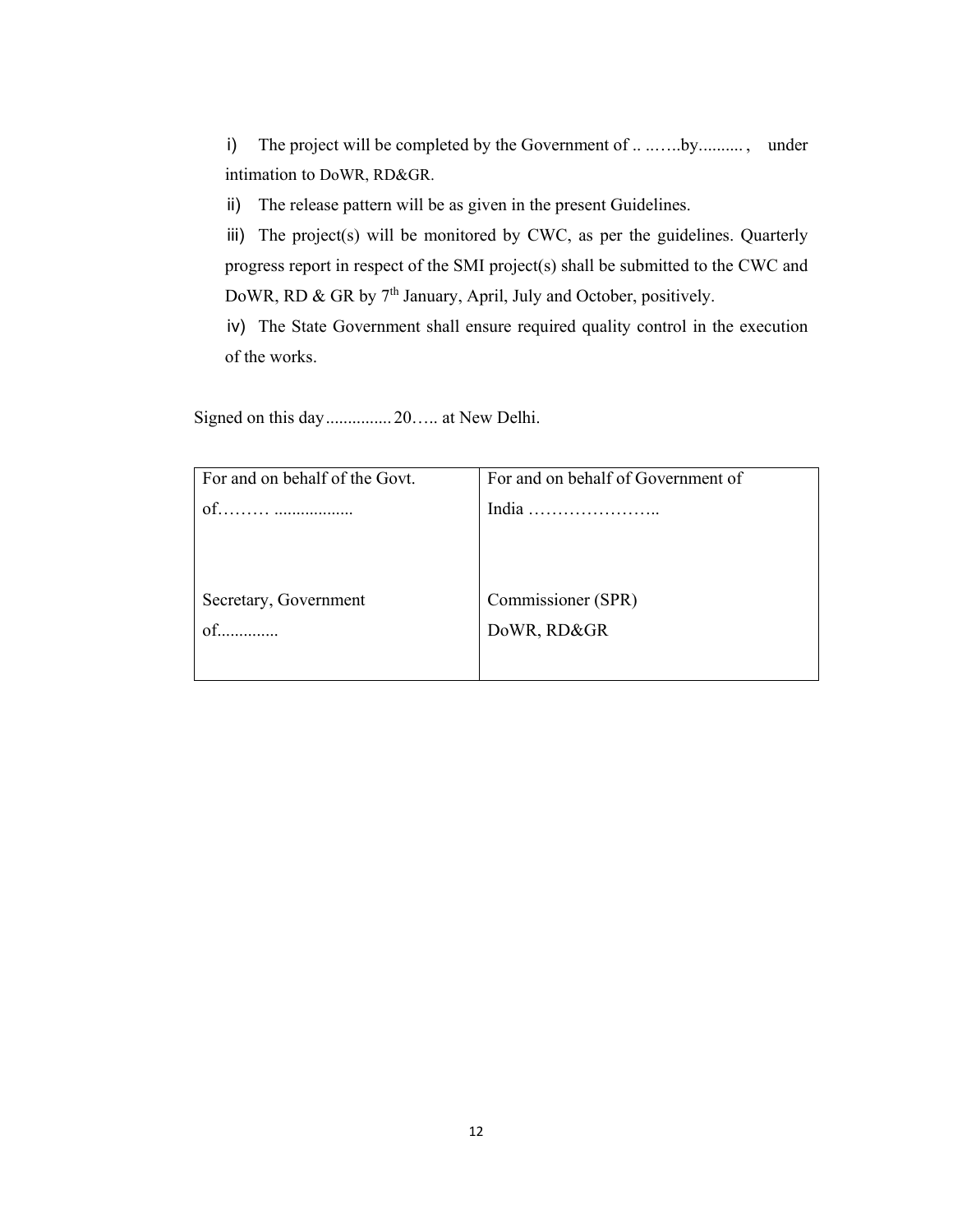i) The project will be completed by the Government of .. ..…..by.......... , under intimation to DoWR, RD&GR.

ii) The release pattern will be as given in the present Guidelines.

iii) The project(s) will be monitored by CWC, as per the guidelines. Quarterly progress report in respect of the SMI project(s) shall be submitted to the CWC and DoWR, RD & GR by 7th January, April, July and October, positively.

iv) The State Government shall ensure required quality control in the execution of the works.

Signed on this day............... 20….. at New Delhi.

| For and on behalf of the Govt. of……… .................. | For and on behalf of Government of India ………………….. |
|---|---|
| Secretary, Government of............. | Commissioner (SPR) DoWR, RD&GR |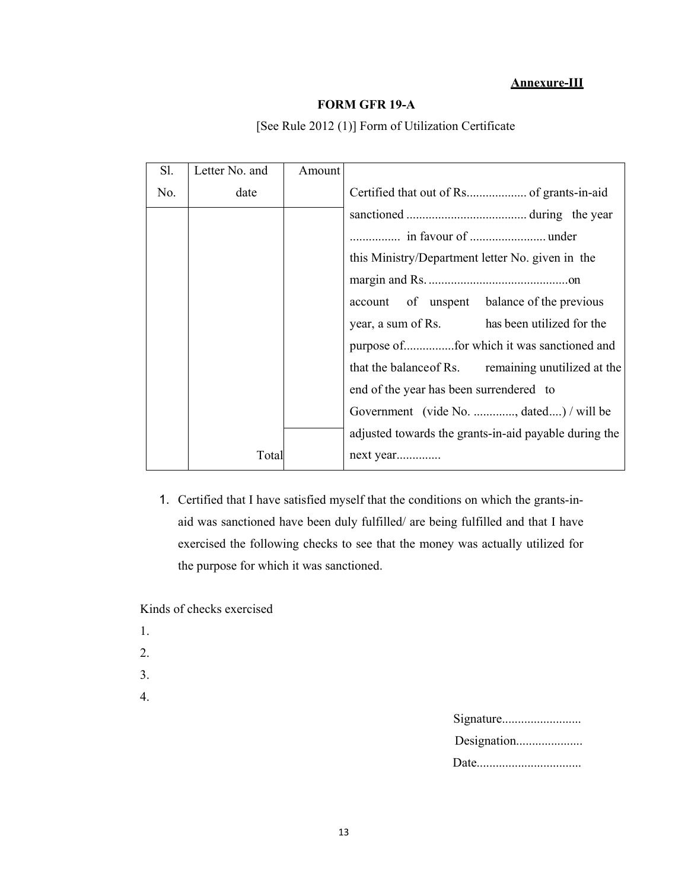**Annexure-III**

**FORM GFR 19-A**

[See Rule 2012 (1)] Form of Utilization Certificate

| Sl. No. | Letter No. and date | Amount | |
|---|---|---|---|
| | | | Certified that out of Rs................... of grants-in-aid sanctioned ...................................... during the year ................ in favour of ........................ under this Ministry/Department letter No. given in the margin and Rs. ............................................on account of unspent balance of the previous year, a sum of Rs. has been utilized for the purpose of................for which it was sanctioned and that the balance of Rs. remaining unutilized at the end of the year has been surrendered to Government (vide No. ............., dated....) / will be adjusted towards the grants-in-aid payable during the next year.............. |
| | Total | | |

1. Certified that I have satisfied myself that the conditions on which the grants-in-aid was sanctioned have been duly fulfilled/ are being fulfilled and that I have exercised the following checks to see that the money was actually utilized for the purpose for which it was sanctioned.

Kinds of checks exercised

1.
2.
3.
4.

Signature.........................

Designation.....................

Date.................................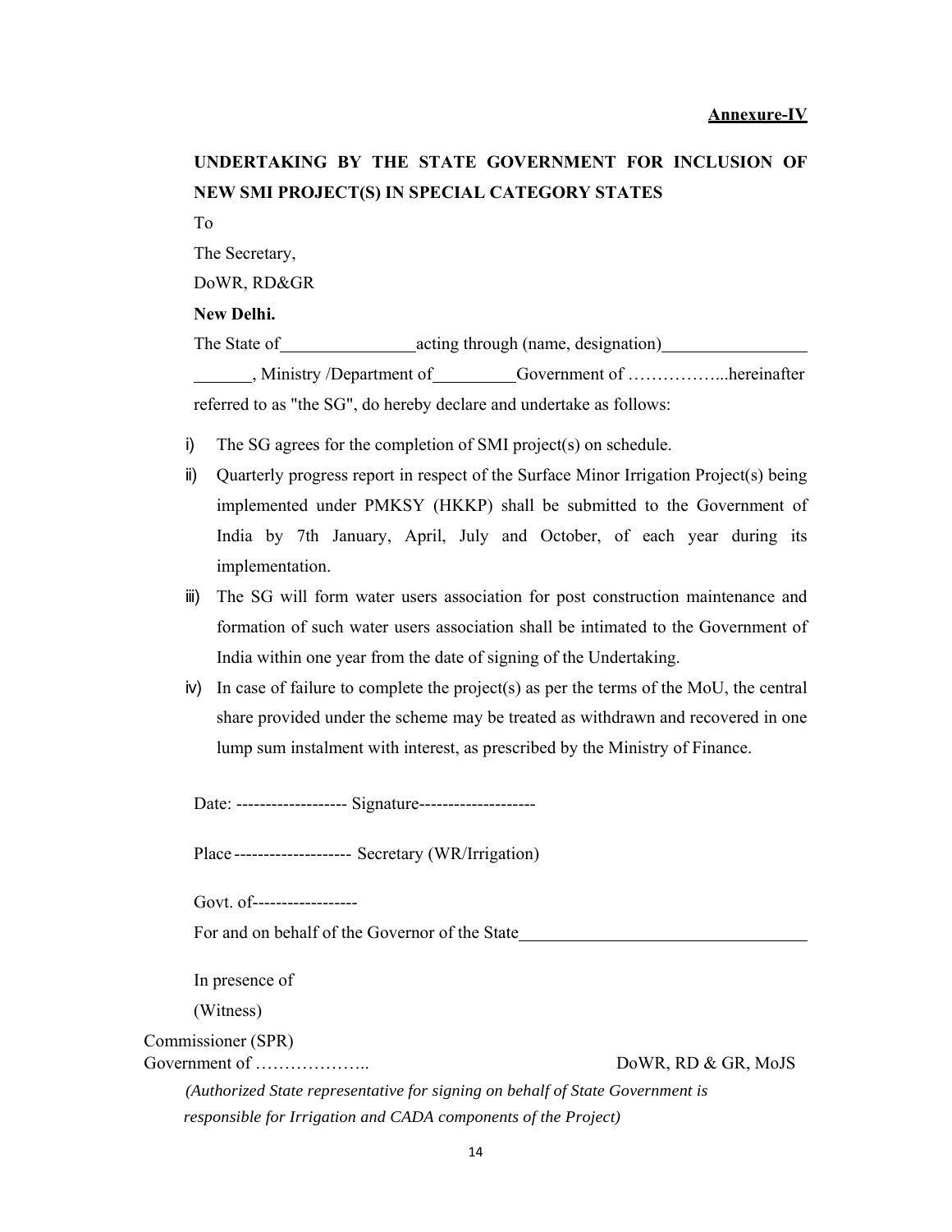**Annexure-IV**

**UNDERTAKING BY THE STATE GOVERNMENT FOR INCLUSION OF NEW SMI PROJECT(S) IN SPECIAL CATEGORY STATES**

To

The Secretary,

DoWR, RD&GR

**New Delhi.**

The State of________________acting through (name, designation)_________________ _______, Ministry /Department of__________Government of ……………...hereinafter referred to as "the SG", do hereby declare and undertake as follows:

i) The SG agrees for the completion of SMI project(s) on schedule.

ii) Quarterly progress report in respect of the Surface Minor Irrigation Project(s) being implemented under PMKSY (HKKP) shall be submitted to the Government of India by 7th January, April, July and October, of each year during its implementation.

iii) The SG will form water users association for post construction maintenance and formation of such water users association shall be intimated to the Government of India within one year from the date of signing of the Undertaking.

iv) In case of failure to complete the project(s) as per the terms of the MoU, the central share provided under the scheme may be treated as withdrawn and recovered in one lump sum instalment with interest, as prescribed by the Ministry of Finance.

Date: ------------------- Signature--------------------

Place -------------------- Secretary (WR/Irrigation)

Govt. of------------------

For and on behalf of the Governor of the State__________________________________

In presence of

(Witness)

Commissioner (SPR)

Government of ……………….. DoWR, RD & GR, MoJS

*(Authorized State representative for signing on behalf of State Government is responsible for Irrigation and CADA components of the Project)*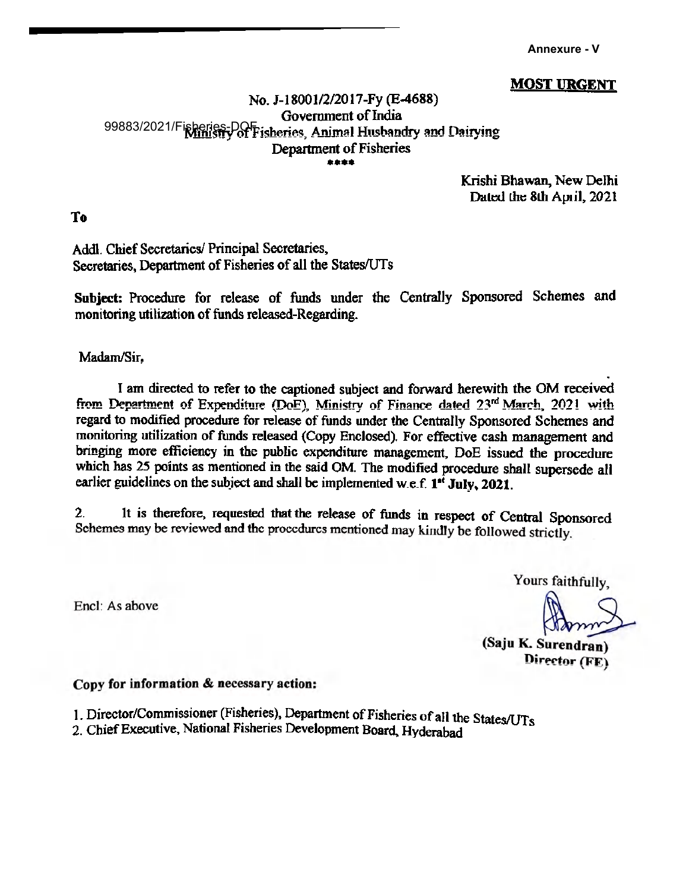Annexure - V

**MOST URGENT**

No. J-18001/2/2017-Fy (E-4688)
Government of India
99883/2021/Fisheries-DOF
Ministry of Fisheries, Animal Husbandry and Dairying
Department of Fisheries
\*\*\*\*

Krishi Bhawan, New Delhi
Dated the 8th April, 2021

**To**

Addl. Chief Secretaries/ Principal Secretaries,
Secretaries, Department of Fisheries of all the States/UTs

**Subject:** Procedure for release of funds under the Centrally Sponsored Schemes and monitoring utilization of funds released-Regarding.

Madam/Sir,

I am directed to refer to the captioned subject and forward herewith the OM received from Department of Expenditure (DoE), Ministry of Finance dated 23rd March, 2021 with regard to modified procedure for release of funds under the Centrally Sponsored Schemes and monitoring utilization of funds released (Copy Enclosed). For effective cash management and bringing more efficiency in the public expenditure management, DoE issued the procedure which has 25 points as mentioned in the said OM. The modified procedure shall supersede all earlier guidelines on the subject and shall be implemented w.e.f. **1st July, 2021.**

2. It is therefore, requested that the release of funds in respect of Central Sponsored Schemes may be reviewed and the procedures mentioned may kindly be followed strictly.

Yours faithfully,

Encl: As above

**(Saju K. Surendran)**
**Director (FE)**

**Copy for information & necessary action:**

1. Director/Commissioner (Fisheries), Department of Fisheries of all the States/UTs
2. Chief Executive, National Fisheries Development Board, Hyderabad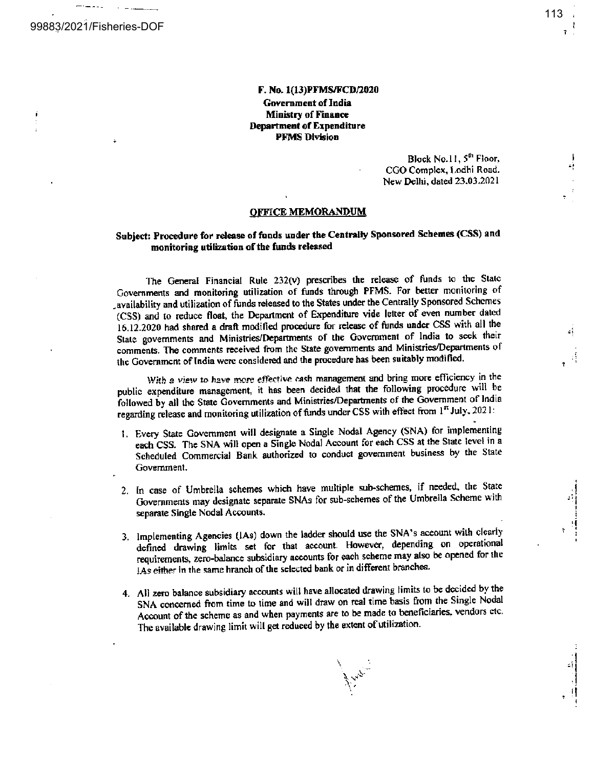**F. No. 1(13)PFMS/FCD/2020**
**Government of India**
**Ministry of Finance**
**Department of Expenditure**
**PFMS Division**

Block No.11, 5th Floor,
CGO Complex, Lodhi Road.
New Delhi, dated 23.03.2021

## OFFICE MEMORANDUM

**Subject: Procedure for release of funds under the Centrally Sponsored Schemes (CSS) and monitoring utilization of the funds released**

The General Financial Rule 232(v) prescribes the release of funds to the State Governments and monitoring utilization of funds through PFMS. For better monitoring of availability and utilization of funds released to the States under the Centrally Sponsored Schemes (CSS) and to reduce float, the Department of Expenditure vide letter of even number dated 16.12.2020 had shared a draft modified procedure for release of funds under CSS with all the State governments and Ministries/Departments of the Government of India to seek their comments. The comments received from the State governments and Ministries/Departments of the Government of India were considered and the procedure has been suitably modified.

With a view to have more effective cash management and bring more efficiency in the public expenditure management, it has been decided that the following procedure will be followed by all the State Governments and Ministries/Departments of the Government of India regarding release and monitoring utilization of funds under CSS with effect from 1st July, 2021:

1. Every State Government will designate a Single Nodal Agency (SNA) for implementing each CSS. The SNA will open a Single Nodal Account for each CSS at the State level in a Scheduled Commercial Bank authorized to conduct government business by the State Government.

2. In case of Umbrella schemes which have multiple sub-schemes, if needed, the State Governments may designate separate SNAs for sub-schemes of the Umbrella Scheme with separate Single Nodal Accounts.

3. Implementing Agencies (IAs) down the ladder should use the SNA's account with clearly defined drawing limits set for that account. However, depending on operational requirements, zero-balance subsidiary accounts for each scheme may also be opened for the IAs either in the same branch of the selected bank or in different branches.

4. All zero balance subsidiary accounts will have allocated drawing limits to be decided by the SNA concerned from time to time and will draw on real time basis from the Single Nodal Account of the scheme as and when payments are to be made to beneficiaries, vendors etc. The available drawing limit will get reduced by the extent of utilization.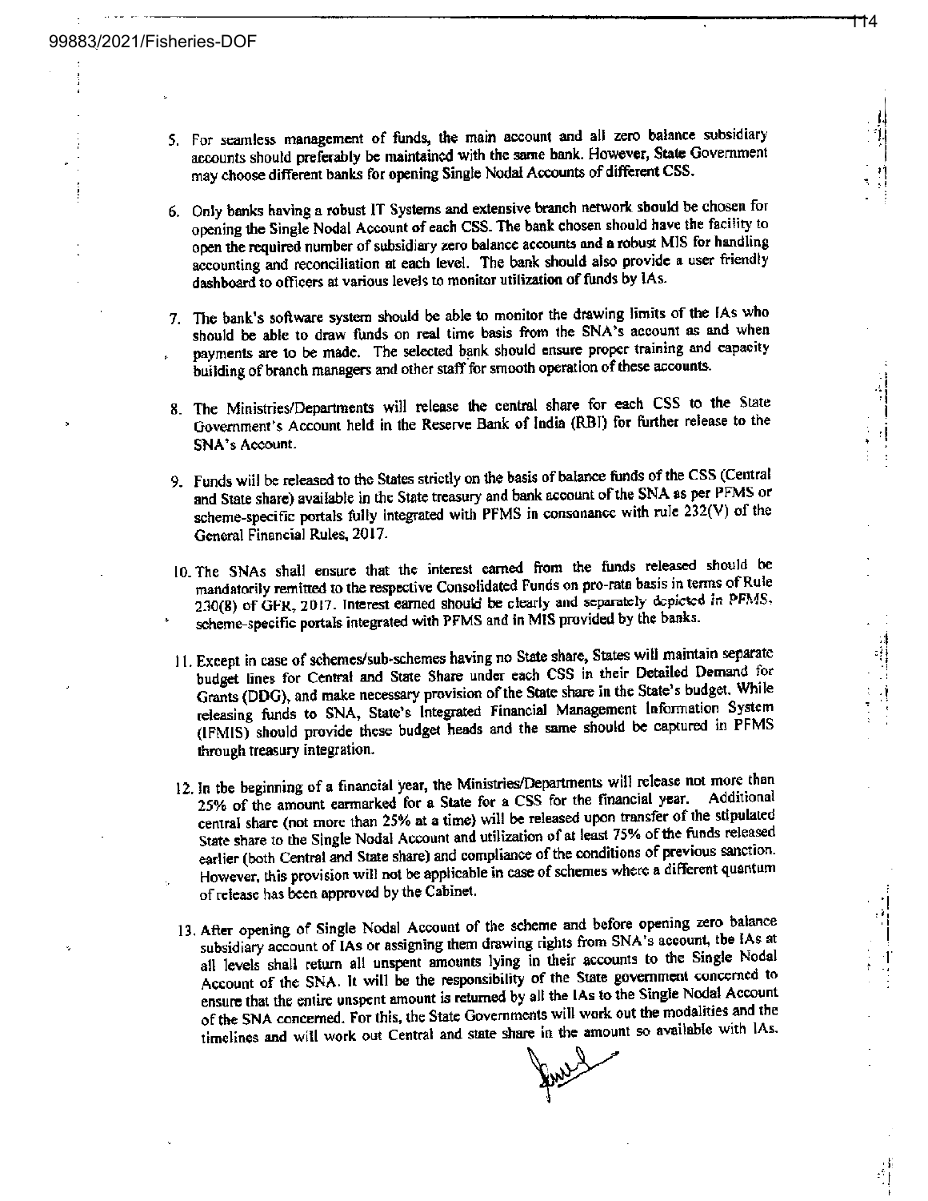5. For seamless management of funds, the main account and all zero balance subsidiary accounts should preferably be maintained with the same bank. However, State Government may choose different banks for opening Single Nodal Accounts of different CSS.

6. Only banks having a robust IT Systems and extensive branch network should be chosen for opening the Single Nodal Account of each CSS. The bank chosen should have the facility to open the required number of subsidiary zero balance accounts and a robust MIS for handling accounting and reconciliation at each level. The bank should also provide a user friendly dashboard to officers at various levels to monitor utilization of funds by IAs.

7. The bank's software system should be able to monitor the drawing limits of the IAs who should be able to draw funds on real time basis from the SNA's account as and when payments are to be made. The selected bank should ensure proper training and capacity building of branch managers and other staff for smooth operation of these accounts.

8. The Ministries/Departments will release the central share for each CSS to the State Government's Account held in the Reserve Bank of India (RBI) for further release to the SNA's Account.

9. Funds will be released to the States strictly on the basis of balance funds of the CSS (Central and State share) available in the State treasury and bank account of the SNA as per PFMS or scheme-specific portals fully integrated with PFMS in consonance with rule 232(V) of the General Financial Rules, 2017.

10. The SNAs shall ensure that the interest earned from the funds released should be mandatorily remitted to the respective Consolidated Funds on pro-rata basis in terms of Rule 230(8) of GFR, 2017. Interest earned should be clearly and separately depicted in PFMS, scheme-specific portals integrated with PFMS and in MIS provided by the banks.

11. Except in case of schemes/sub-schemes having no State share, States will maintain separate budget lines for Central and State Share under each CSS in their Detailed Demand for Grants (DDG), and make necessary provision of the State share in the State's budget. While releasing funds to SNA, State's Integrated Financial Management Information System (IFMIS) should provide these budget heads and the same should be captured in PFMS through treasury integration.

12. In the beginning of a financial year, the Ministries/Departments will release not more than 25% of the amount earmarked for a State for a CSS for the financial year. Additional central share (not more than 25% at a time) will be released upon transfer of the stipulated State share to the Single Nodal Account and utilization of at least 75% of the funds released earlier (both Central and State share) and compliance of the conditions of previous sanction. However, this provision will not be applicable in case of schemes where a different quantum of release has been approved by the Cabinet.

13. After opening of Single Nodal Account of the scheme and before opening zero balance subsidiary account of IAs or assigning them drawing rights from SNA's account, the IAs at all levels shall return all unspent amounts lying in their accounts to the Single Nodal Account of the SNA. It will be the responsibility of the State government concerned to ensure that the entire unspent amount is returned by all the IAs to the Single Nodal Account of the SNA concerned. For this, the State Governments will work out the modalities and the timelines and will work out Central and state share in the amount so available with IAs.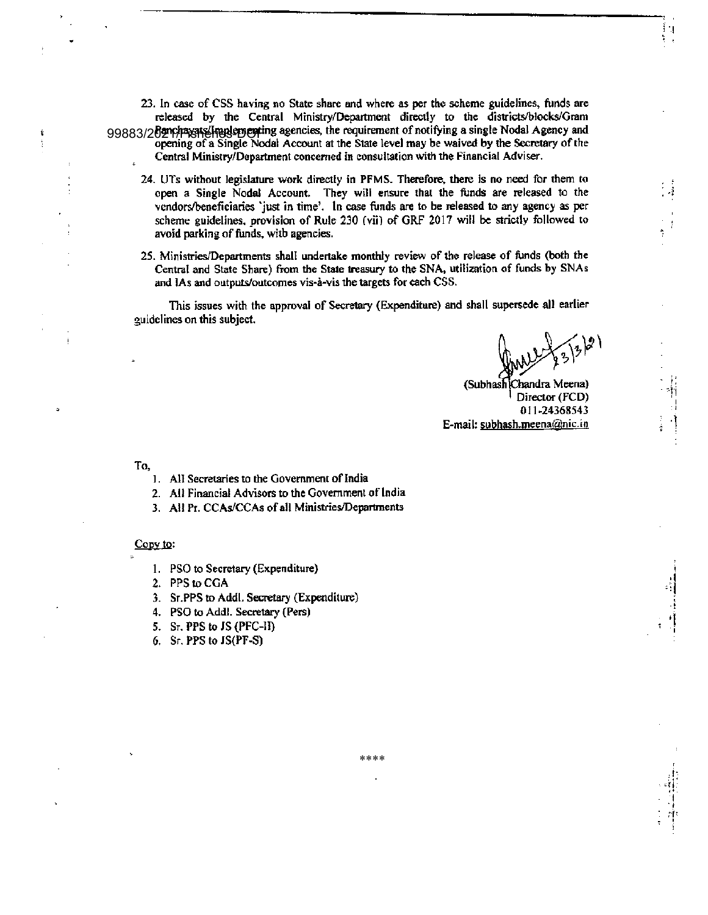23. In case of CSS having no State share and where as per the scheme guidelines, funds are released by the Central Ministry/Department directly to the districts/blocks/Gram Panchayats/Implementing agencies, the requirement of notifying a single Nodal Agency and opening of a Single Nodal Account at the State level may be waived by the Secretary of the Central Ministry/Department concerned in consultation with the Financial Adviser.

24. UTs without legislature work directly in PFMS. Therefore, there is no need for them to open a Single Nodal Account. They will ensure that the funds are released to the vendors/beneficiaries 'just in time'. In case funds are to be released to any agency as per scheme guidelines, provision of Rule 230 (vii) of GRF 2017 will be strictly followed to avoid parking of funds, with agencies.

25. Ministries/Departments shall undertake monthly review of the release of funds (both the Central and State Share) from the State treasury to the SNA, utilization of funds by SNAs and IAs and outputs/outcomes vis-à-vis the targets for each CSS.

This issues with the approval of Secretary (Expenditure) and shall supersede all earlier guidelines on this subject.

23/3/21

(Subhash Chandra Meena)
Director (FCD)
011-24368543
E-mail: subhash.meena@nic.in

To,

1. All Secretaries to the Government of India
2. All Financial Advisors to the Government of India
3. All Pr. CCAs/CCAs of all Ministries/Departments

Copy to:

1. PSO to Secretary (Expenditure)
2. PPS to CGA
3. Sr.PPS to Addl. Secretary (Expenditure)
4. PSO to Addl. Secretary (Pers)
5. Sr. PPS to JS (PFC-II)
6. Sr. PPS to JS(PF-S)

****